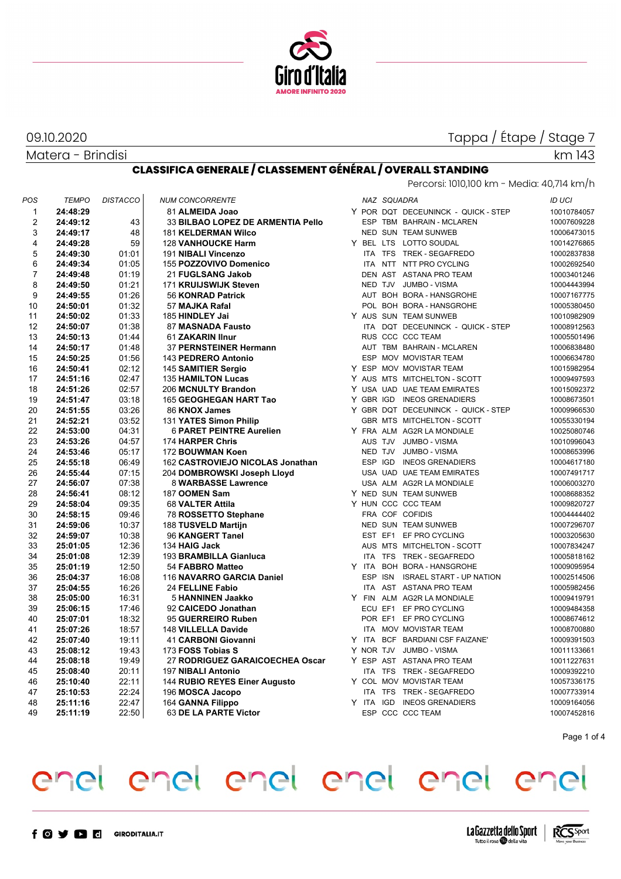09.10.2020

Tappa / Étape / Stage 7

Matera - Brindisi

km 143

## CLASSIFICA GENERALE / CLASSEMENT GÉNÉRAL / OVERALL STANDING

Percorsi: 1010,100 km - Media: 40,714 km/h

| POS | TEMPO | DISTACCO | NUM CONCORRENTE | | NAZ | SQUADRA | | ID UCI |
|---|---|---|---|---|---|---|---|---|
| 1 | **24:48:29** | | 81 **ALMEIDA Joao** | Y | POR | DQT | DECEUNINCK - QUICK - STEP | 10010784057 |
| 2 | **24:49:12** | 43 | 33 **BILBAO LOPEZ DE ARMENTIA Pello** | | ESP | TBM | BAHRAIN - MCLAREN | 10007609228 |
| 3 | **24:49:17** | 48 | 181 **KELDERMAN Wilco** | | NED | SUN | TEAM SUNWEB | 10006473015 |
| 4 | **24:49:28** | 59 | 128 **VANHOUCKE Harm** | Y | BEL | LTS | LOTTO SOUDAL | 10014276865 |
| 5 | **24:49:30** | 01:01 | 191 **NIBALI Vincenzo** | | ITA | TFS | TREK - SEGAFREDO | 10002837838 |
| 6 | **24:49:34** | 01:05 | 155 **POZZOVIVO Domenico** | | ITA | NTT | NTT PRO CYCLING | 10002692540 |
| 7 | **24:49:48** | 01:19 | 21 **FUGLSANG Jakob** | | DEN | AST | ASTANA PRO TEAM | 10003401246 |
| 8 | **24:49:50** | 01:21 | 171 **KRUIJSWIJK Steven** | | NED | TJV | JUMBO - VISMA | 10004443994 |
| 9 | **24:49:55** | 01:26 | 56 **KONRAD Patrick** | | AUT | BOH | BORA - HANSGROHE | 10007167775 |
| 10 | **24:50:01** | 01:32 | 57 **MAJKA Rafal** | | POL | BOH | BORA - HANSGROHE | 10005380450 |
| 11 | **24:50:02** | 01:33 | 185 **HINDLEY Jai** | Y | AUS | SUN | TEAM SUNWEB | 10010982909 |
| 12 | **24:50:07** | 01:38 | 87 **MASNADA Fausto** | | ITA | DQT | DECEUNINCK - QUICK - STEP | 10008912563 |
| 13 | **24:50:13** | 01:44 | 61 **ZAKARIN Ilnur** | | RUS | CCC | CCC TEAM | 10005501496 |
| 14 | **24:50:17** | 01:48 | 37 **PERNSTEINER Hermann** | | AUT | TBM | BAHRAIN - MCLAREN | 10006838480 |
| 15 | **24:50:25** | 01:56 | 143 **PEDRERO Antonio** | | ESP | MOV | MOVISTAR TEAM | 10006634780 |
| 16 | **24:50:41** | 02:12 | 145 **SAMITIER Sergio** | Y | ESP | MOV | MOVISTAR TEAM | 10015982954 |
| 17 | **24:51:16** | 02:47 | 135 **HAMILTON Lucas** | Y | AUS | MTS | MITCHELTON - SCOTT | 10009497593 |
| 18 | **24:51:26** | 02:57 | 206 **MCNULTY Brandon** | Y | USA | UAD | UAE TEAM EMIRATES | 10015092372 |
| 19 | **24:51:47** | 03:18 | 165 **GEOGHEGAN HART Tao** | Y | GBR | IGD | INEOS GRENADIERS | 10008673501 |
| 20 | **24:51:55** | 03:26 | 86 **KNOX James** | Y | GBR | DQT | DECEUNINCK - QUICK - STEP | 10009966530 |
| 21 | **24:52:21** | 03:52 | 131 **YATES Simon Philip** | | GBR | MTS | MITCHELTON - SCOTT | 10055330194 |
| 22 | **24:53:00** | 04:31 | 6 **PARET PEINTRE Aurelien** | Y | FRA | ALM | AG2R LA MONDIALE | 10025080476 |
| 23 | **24:53:26** | 04:57 | 174 **HARPER Chris** | | AUS | TJV | JUMBO - VISMA | 10010996043 |
| 24 | **24:53:46** | 05:17 | 172 **BOUWMAN Koen** | | NED | TJV | JUMBO - VISMA | 10008653996 |
| 25 | **24:55:18** | 06:49 | 162 **CASTROVIEJO NICOLAS Jonathan** | | ESP | IGD | INEOS GRENADIERS | 10004617180 |
| 26 | **24:55:44** | 07:15 | 204 **DOMBROWSKI Joseph Lloyd** | | USA | UAD | UAE TEAM EMIRATES | 10007491717 |
| 27 | **24:56:07** | 07:38 | 8 **WARBASSE Lawrence** | | USA | ALM | AG2R LA MONDIALE | 10006003270 |
| 28 | **24:56:41** | 08:12 | 187 **OOMEN Sam** | Y | NED | SUN | TEAM SUNWEB | 10008838352 |
| 29 | **24:58:04** | 09:35 | 68 **VALTER Attila** | Y | HUN | CCC | CCC TEAM | 10009820727 |
| 30 | **24:58:15** | 09:46 | 78 **ROSSETTO Stephane** | | FRA | COF | COFIDIS | 10004444402 |
| 31 | **24:59:06** | 10:37 | 188 **TUSVELD Martijn** | | NED | SUN | TEAM SUNWEB | 10007296707 |
| 32 | **24:59:07** | 10:38 | 96 **KANGERT Tanel** | | EST | EF1 | EF PRO CYCLING | 10003205630 |
| 33 | **25:01:05** | 12:36 | 134 **HAIG Jack** | | AUS | MTS | MITCHELTON - SCOTT | 10007834247 |
| 34 | **25:01:08** | 12:39 | 193 **BRAMBILLA Gianluca** | | ITA | TFS | TREK - SEGAFREDO | 10005818162 |
| 35 | **25:01:19** | 12:50 | 54 **FABBRO Matteo** | Y | ITA | BOH | BORA - HANSGROHE | 10009095954 |
| 36 | **25:04:37** | 16:08 | 116 **NAVARRO GARCIA Daniel** | | ESP | ISN | ISRAEL START - UP NATION | 10002514506 |
| 37 | **25:04:55** | 16:26 | 24 **FELLINE Fabio** | | ITA | AST | ASTANA PRO TEAM | 10005982456 |
| 38 | **25:05:00** | 16:31 | 5 **HANNINEN Jaakko** | Y | FIN | ALM | AG2R LA MONDIALE | 10009419791 |
| 39 | **25:06:15** | 17:46 | 92 **CAICEDO Jonathan** | | ECU | EF1 | EF PRO CYCLING | 10009484358 |
| 40 | **25:07:01** | 18:32 | 95 **GUERREIRO Ruben** | | POR | EF1 | EF PRO CYCLING | 10008674612 |
| 41 | **25:07:26** | 18:57 | 148 **VILLELLA Davide** | | ITA | MOV | MOVISTAR TEAM | 10008700888 |
| 42 | **25:07:40** | 19:11 | 41 **CARBONI Giovanni** | Y | ITA | BCF | BARDIANI CSF FAIZANE' | 10009391503 |
| 43 | **25:08:12** | 19:43 | 173 **FOSS Tobias S** | Y | NOR | TJV | JUMBO - VISMA | 10011133661 |
| 44 | **25:08:18** | 19:49 | 27 **RODRIGUEZ GARAICOECHEA Oscar** | Y | ESP | AST | ASTANA PRO TEAM | 10011227631 |
| 45 | **25:08:40** | 20:11 | 197 **NIBALI Antonio** | | ITA | TFS | TREK - SEGAFREDO | 10009392210 |
| 46 | **25:10:40** | 22:11 | 144 **RUBIO REYES Einer Augusto** | Y | COL | MOV | MOVISTAR TEAM | 10057336175 |
| 47 | **25:10:53** | 22:24 | 196 **MOSCA Jacopo** | | ITA | TFS | TREK - SEGAFREDO | 10007733914 |
| 48 | **25:11:16** | 22:47 | 164 **GANNA Filippo** | Y | ITA | IGD | INEOS GRENADIERS | 10009164056 |
| 49 | **25:11:19** | 22:50 | 63 **DE LA PARTE Victor** | | ESP | CCC | CCC TEAM | 10007452816 |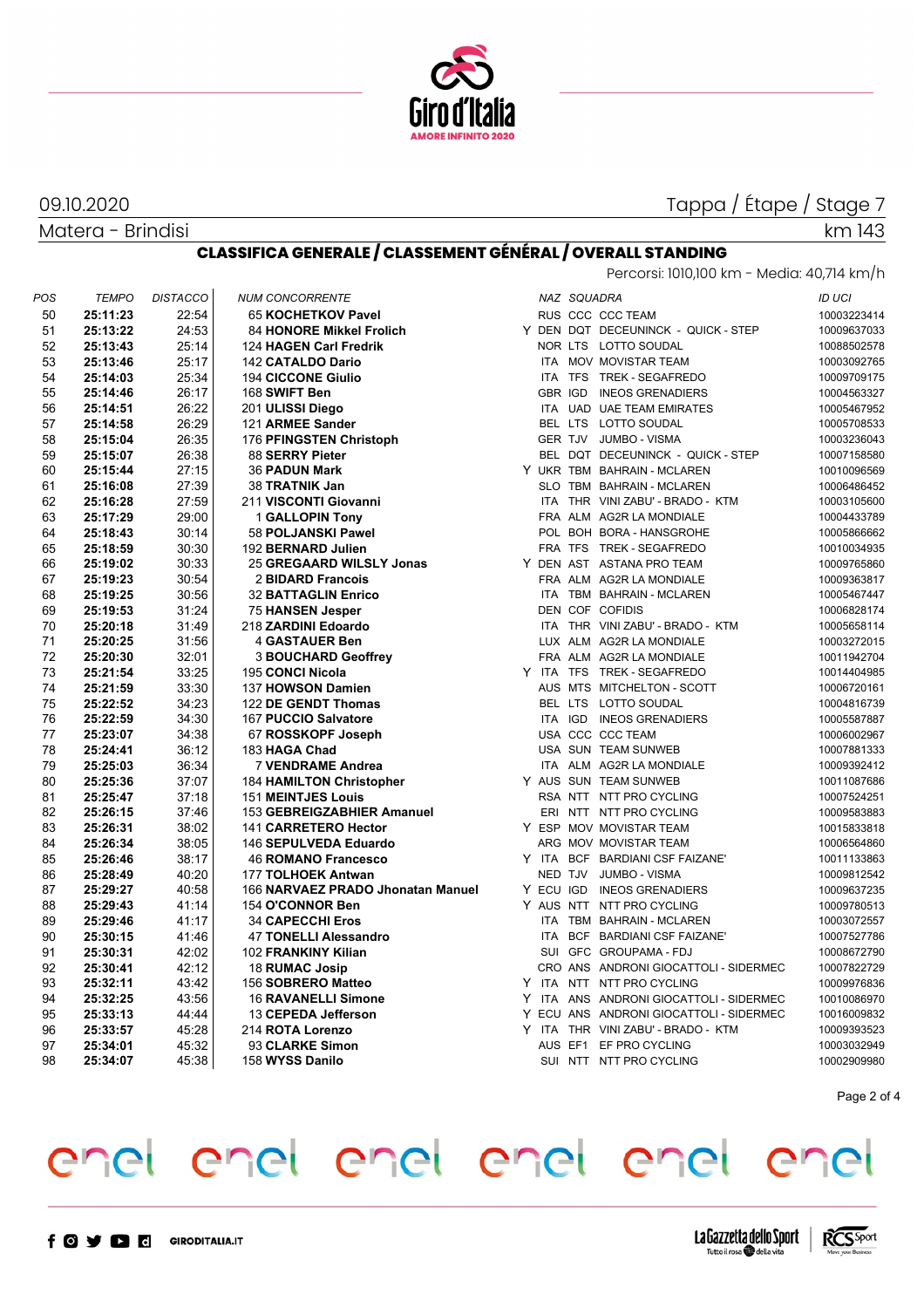09.10.2020

Tappa / Étape / Stage 7

Matera - Brindisi

km 143

## CLASSIFICA GENERALE / CLASSEMENT GÉNÉRAL / OVERALL STANDING

Percorsi: 1010,100 km - Media: 40,714 km/h

| POS | TEMPO | DISTACCO | NUM CONCORRENTE | | NAZ | SQUADRA | | ID UCI |
|---|---|---|---|---|---|---|---|---|
| 50 | 25:11:23 | 22:54 | 65 KOCHETKOV Pavel | | RUS | CCC | CCC TEAM | 10003223414 |
| 51 | 25:13:22 | 24:53 | 84 HONORE Mikkel Frolich | Y | DEN | DQT | DECEUNINCK - QUICK - STEP | 10009637033 |
| 52 | 25:13:43 | 25:14 | 124 HAGEN Carl Fredrik | | NOR | LTS | LOTTO SOUDAL | 10088502578 |
| 53 | 25:13:46 | 25:17 | 142 CATALDO Dario | | ITA | MOV | MOVISTAR TEAM | 10003092765 |
| 54 | 25:14:03 | 25:34 | 194 CICCONE Giulio | | ITA | TFS | TREK - SEGAFREDO | 10009709175 |
| 55 | 25:14:46 | 26:17 | 168 SWIFT Ben | | GBR | IGD | INEOS GRENADIERS | 10004563327 |
| 56 | 25:14:51 | 26:22 | 201 ULISSI Diego | | ITA | UAD | UAE TEAM EMIRATES | 10005467952 |
| 57 | 25:14:58 | 26:29 | 121 ARMEE Sander | | BEL | LTS | LOTTO SOUDAL | 10005708533 |
| 58 | 25:15:04 | 26:35 | 176 PFINGSTEN Christoph | | GER | TJV | JUMBO - VISMA | 10003236043 |
| 59 | 25:15:07 | 26:38 | 88 SERRY Pieter | | BEL | DQT | DECEUNINCK - QUICK - STEP | 10007158580 |
| 60 | 25:15:44 | 27:15 | 36 PADUN Mark | Y | UKR | TBM | BAHRAIN - MCLAREN | 10010096569 |
| 61 | 25:16:08 | 27:39 | 38 TRATNIK Jan | | SLO | TBM | BAHRAIN - MCLAREN | 10006486452 |
| 62 | 25:16:28 | 27:59 | 211 VISCONTI Giovanni | | ITA | THR | VINI ZABU' - BRADO - KTM | 10003105600 |
| 63 | 25:17:29 | 29:00 | 1 GALLOPIN Tony | | FRA | ALM | AG2R LA MONDIALE | 10004433789 |
| 64 | 25:18:43 | 30:14 | 58 POLJANSKI Pawel | | POL | BOH | BORA - HANSGROHE | 10005866662 |
| 65 | 25:18:59 | 30:30 | 192 BERNARD Julien | | FRA | TFS | TREK - SEGAFREDO | 10010034935 |
| 66 | 25:19:02 | 30:33 | 25 GREGAARD WILSLY Jonas | Y | DEN | AST | ASTANA PRO TEAM | 10009765860 |
| 67 | 25:19:23 | 30:54 | 2 BIDARD Francois | | FRA | ALM | AG2R LA MONDIALE | 10009363817 |
| 68 | 25:19:25 | 30:56 | 32 BATTAGLIN Enrico | | ITA | TBM | BAHRAIN - MCLAREN | 10005467447 |
| 69 | 25:19:53 | 31:24 | 75 HANSEN Jesper | | DEN | COF | COFIDIS | 10006828174 |
| 70 | 25:20:18 | 31:49 | 218 ZARDINI Edoardo | | ITA | THR | VINI ZABU' - BRADO - KTM | 10005658114 |
| 71 | 25:20:25 | 31:56 | 4 GASTAUER Ben | | LUX | ALM | AG2R LA MONDIALE | 10003272015 |
| 72 | 25:20:30 | 32:01 | 3 BOUCHARD Geoffrey | | FRA | ALM | AG2R LA MONDIALE | 10011942704 |
| 73 | 25:21:54 | 33:25 | 195 CONCI Nicola | Y | ITA | TFS | TREK - SEGAFREDO | 10014404985 |
| 74 | 25:21:59 | 33:30 | 137 HOWSON Damien | | AUS | MTS | MITCHELTON - SCOTT | 10006720161 |
| 75 | 25:22:52 | 34:23 | 122 DE GENDT Thomas | | BEL | LTS | LOTTO SOUDAL | 10004816739 |
| 76 | 25:22:59 | 34:30 | 167 PUCCIO Salvatore | | ITA | IGD | INEOS GRENADIERS | 10005587887 |
| 77 | 25:23:07 | 34:38 | 67 ROSSKOPF Joseph | | USA | CCC | CCC TEAM | 10006002967 |
| 78 | 25:24:41 | 36:12 | 183 HAGA Chad | | USA | SUN | TEAM SUNWEB | 10007881333 |
| 79 | 25:25:03 | 36:34 | 7 VENDRAME Andrea | | ITA | ALM | AG2R LA MONDIALE | 10009392412 |
| 80 | 25:25:36 | 37:07 | 184 HAMILTON Christopher | Y | AUS | SUN | TEAM SUNWEB | 10011087686 |
| 81 | 25:25:47 | 37:18 | 151 MEINTJES Louis | | RSA | NTT | NTT PRO CYCLING | 10007524251 |
| 82 | 25:26:15 | 37:46 | 153 GEBREIGZABHIER Amanuel | | ERI | NTT | NTT PRO CYCLING | 10009583883 |
| 83 | 25:26:31 | 38:02 | 141 CARRETERO Hector | Y | ESP | MOV | MOVISTAR TEAM | 10015833818 |
| 84 | 25:26:34 | 38:05 | 146 SEPULVEDA Eduardo | | ARG | MOV | MOVISTAR TEAM | 10006564860 |
| 85 | 25:26:46 | 38:17 | 46 ROMANO Francesco | Y | ITA | BCF | BARDIANI CSF FAIZANE' | 10011133863 |
| 86 | 25:28:49 | 40:20 | 177 TOLHOEK Antwan | | NED | TJV | JUMBO - VISMA | 10009812542 |
| 87 | 25:29:27 | 40:58 | 166 NARVAEZ PRADO Jhonatan Manuel | Y | ECU | IGD | INEOS GRENADIERS | 10009637235 |
| 88 | 25:29:43 | 41:14 | 154 O'CONNOR Ben | Y | AUS | NTT | NTT PRO CYCLING | 10009780513 |
| 89 | 25:29:46 | 41:17 | 34 CAPECCHI Eros | | ITA | TBM | BAHRAIN - MCLAREN | 10003072557 |
| 90 | 25:30:15 | 41:46 | 47 TONELLI Alessandro | | ITA | BCF | BARDIANI CSF FAIZANE' | 10007527786 |
| 91 | 25:30:31 | 42:02 | 102 FRANKINY Kilian | | SUI | GFC | GROUPAMA - FDJ | 10008672790 |
| 92 | 25:30:41 | 42:12 | 18 RUMAC Josip | | CRO | ANS | ANDRONI GIOCATTOLI - SIDERMEC | 10007822729 |
| 93 | 25:32:11 | 43:42 | 156 SOBRERO Matteo | Y | ITA | NTT | NTT PRO CYCLING | 10009976836 |
| 94 | 25:32:25 | 43:56 | 16 RAVANELLI Simone | Y | ITA | ANS | ANDRONI GIOCATTOLI - SIDERMEC | 10010086970 |
| 95 | 25:33:13 | 44:44 | 13 CEPEDA Jefferson | Y | ECU | ANS | ANDRONI GIOCATTOLI - SIDERMEC | 10016009832 |
| 96 | 25:33:57 | 45:28 | 214 ROTA Lorenzo | Y | ITA | THR | VINI ZABU' - BRADO - KTM | 10009393523 |
| 97 | 25:34:01 | 45:32 | 93 CLARKE Simon | | AUS | EF1 | EF PRO CYCLING | 10003032949 |
| 98 | 25:34:07 | 45:38 | 158 WYSS Danilo | | SUI | NTT | NTT PRO CYCLING | 10002909980 |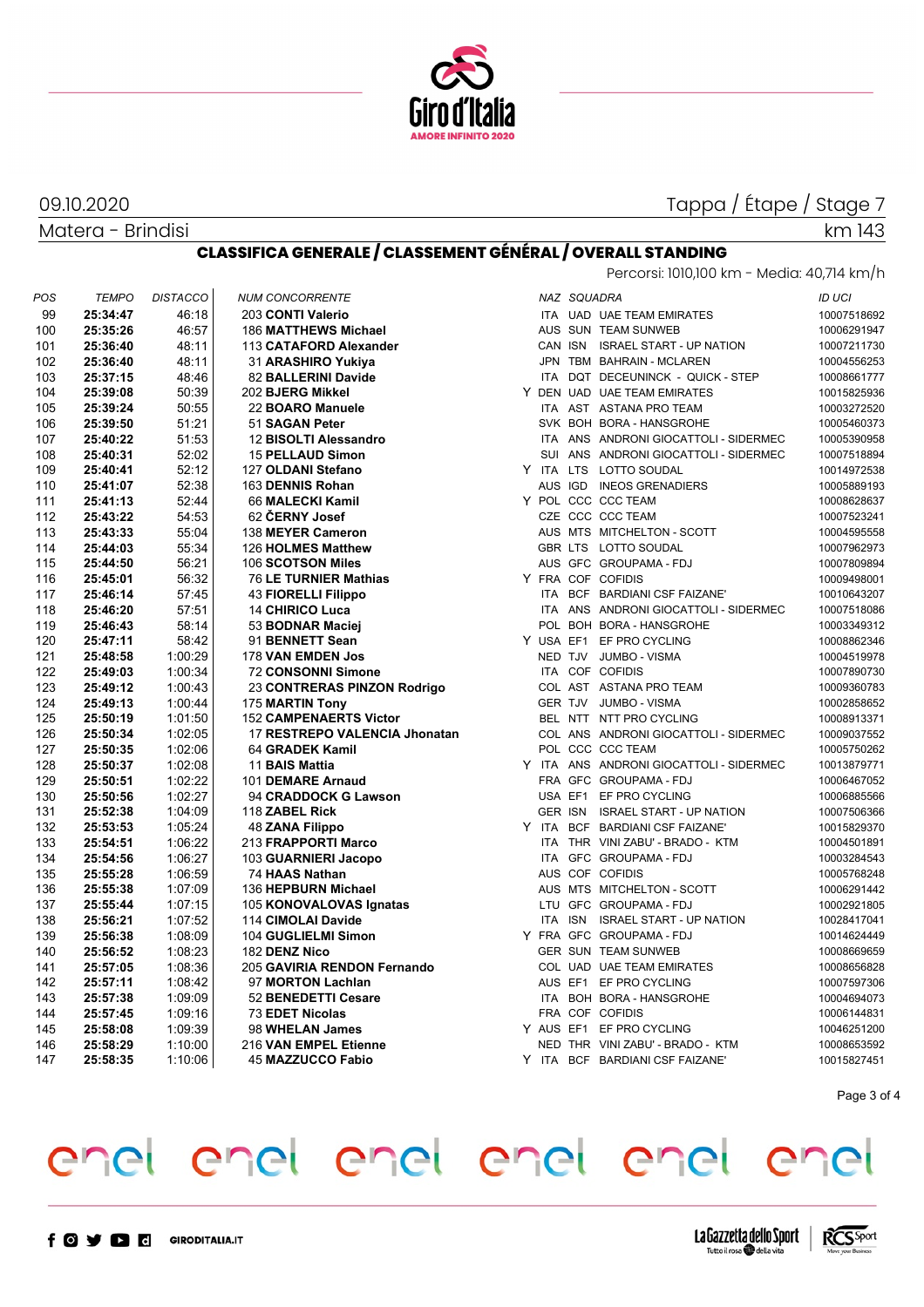09.10.2020

Tappa / Étape / Stage 7

Matera - Brindisi

km 143

## CLASSIFICA GENERALE / CLASSEMENT GÉNÉRAL / OVERALL STANDING

Percorsi: 1010,100 km - Media: 40,714 km/h

| POS | TEMPO | DISTACCO | NUM CONCORRENTE | | NAZ | SQUADRA | | ID UCI |
|---|---|---|---|---|---|---|---|---|
| 99 | **25:34:47** | 46:18 | 203 **CONTI Valerio** | | ITA | UAD | UAE TEAM EMIRATES | 10007518692 |
| 100 | **25:35:26** | 46:57 | 186 **MATTHEWS Michael** | | AUS | SUN | TEAM SUNWEB | 10006291947 |
| 101 | **25:36:40** | 48:11 | 113 **CATAFORD Alexander** | | CAN | ISN | ISRAEL START - UP NATION | 10007211730 |
| 102 | **25:36:40** | 48:11 | 31 **ARASHIRO Yukiya** | | JPN | TBM | BAHRAIN - MCLAREN | 10004556253 |
| 103 | **25:37:15** | 48:46 | 82 **BALLERINI Davide** | | ITA | DQT | DECEUNINCK - QUICK - STEP | 10008661777 |
| 104 | **25:39:08** | 50:39 | 202 **BJERG Mikkel** | Y | DEN | UAD | UAE TEAM EMIRATES | 10015825936 |
| 105 | **25:39:24** | 50:55 | 22 **BOARO Manuele** | | ITA | AST | ASTANA PRO TEAM | 10003272520 |
| 106 | **25:39:50** | 51:21 | 51 **SAGAN Peter** | | SVK | BOH | BORA - HANSGROHE | 10005460373 |
| 107 | **25:40:22** | 51:53 | 12 **BISOLTI Alessandro** | | ITA | ANS | ANDRONI GIOCATTOLI - SIDERMEC | 10005390958 |
| 108 | **25:40:31** | 52:02 | 15 **PELLAUD Simon** | | SUI | ANS | ANDRONI GIOCATTOLI - SIDERMEC | 10007518894 |
| 109 | **25:40:41** | 52:12 | 127 **OLDANI Stefano** | Y | ITA | LTS | LOTTO SOUDAL | 10014972538 |
| 110 | **25:41:07** | 52:38 | 163 **DENNIS Rohan** | | AUS | IGD | INEOS GRENADIERS | 10005889193 |
| 111 | **25:41:13** | 52:44 | 66 **MALECKI Kamil** | Y | POL | CCC | CCC TEAM | 10008628637 |
| 112 | **25:43:22** | 54:53 | 62 **ČERNY Josef** | | CZE | CCC | CCC TEAM | 10007523241 |
| 113 | **25:43:33** | 55:04 | 138 **MEYER Cameron** | | AUS | MTS | MITCHELTON - SCOTT | 10004595558 |
| 114 | **25:44:03** | 55:34 | 126 **HOLMES Matthew** | | GBR | LTS | LOTTO SOUDAL | 10007962973 |
| 115 | **25:44:50** | 56:21 | 106 **SCOTSON Miles** | | AUS | GFC | GROUPAMA - FDJ | 10007809894 |
| 116 | **25:45:01** | 56:32 | 76 **LE TURNIER Mathias** | Y | FRA | COF | COFIDIS | 10009498001 |
| 117 | **25:46:14** | 57:45 | 43 **FIORELLI Filippo** | | ITA | BCF | BARDIANI CSF FAIZANE' | 10010643207 |
| 118 | **25:46:20** | 57:51 | 14 **CHIRICO Luca** | | ITA | ANS | ANDRONI GIOCATTOLI - SIDERMEC | 10007518086 |
| 119 | **25:46:43** | 58:14 | 53 **BODNAR Maciej** | | POL | BOH | BORA - HANSGROHE | 10003349312 |
| 120 | **25:47:11** | 58:42 | 91 **BENNETT Sean** | Y | USA | EF1 | EF PRO CYCLING | 10008862346 |
| 121 | **25:48:58** | 1:00:29 | 178 **VAN EMDEN Jos** | | NED | TJV | JUMBO - VISMA | 10004519978 |
| 122 | **25:49:03** | 1:00:34 | 72 **CONSONNI Simone** | | ITA | COF | COFIDIS | 10007890730 |
| 123 | **25:49:12** | 1:00:43 | 23 **CONTRERAS PINZON Rodrigo** | | COL | AST | ASTANA PRO TEAM | 10009360783 |
| 124 | **25:49:13** | 1:00:44 | 175 **MARTIN Tony** | | GER | TJV | JUMBO - VISMA | 10002858652 |
| 125 | **25:50:19** | 1:01:50 | 152 **CAMPENAERTS Victor** | | BEL | NTT | NTT PRO CYCLING | 10008913371 |
| 126 | **25:50:34** | 1:02:05 | 17 **RESTREPO VALENCIA Jhonatan** | | COL | ANS | ANDRONI GIOCATTOLI - SIDERMEC | 10009037552 |
| 127 | **25:50:35** | 1:02:06 | 64 **GRADEK Kamil** | | POL | CCC | CCC TEAM | 10005750262 |
| 128 | **25:50:37** | 1:02:08 | 11 **BAIS Mattia** | Y | ITA | ANS | ANDRONI GIOCATTOLI - SIDERMEC | 10013879771 |
| 129 | **25:50:51** | 1:02:22 | 101 **DEMARE Arnaud** | | FRA | GFC | GROUPAMA - FDJ | 10006467052 |
| 130 | **25:50:56** | 1:02:27 | 94 **CRADDOCK G Lawson** | | USA | EF1 | EF PRO CYCLING | 10006885566 |
| 131 | **25:52:38** | 1:04:09 | 118 **ZABEL Rick** | | GER | ISN | ISRAEL START - UP NATION | 10007506366 |
| 132 | **25:53:53** | 1:05:24 | 48 **ZANA Filippo** | Y | ITA | BCF | BARDIANI CSF FAIZANE' | 10015829370 |
| 133 | **25:54:51** | 1:06:22 | 213 **FRAPPORTI Marco** | | ITA | THR | VINI ZABU' - BRADO - KTM | 10004501891 |
| 134 | **25:54:56** | 1:06:27 | 103 **GUARNIERI Jacopo** | | ITA | GFC | GROUPAMA - FDJ | 10003284543 |
| 135 | **25:55:28** | 1:06:59 | 74 **HAAS Nathan** | | AUS | COF | COFIDIS | 10005768248 |
| 136 | **25:55:38** | 1:07:09 | 136 **HEPBURN Michael** | | AUS | MTS | MITCHELTON - SCOTT | 10006291442 |
| 137 | **25:55:44** | 1:07:15 | 105 **KONOVALOVAS Ignatas** | | LTU | GFC | GROUPAMA - FDJ | 10002921805 |
| 138 | **25:56:21** | 1:07:52 | 114 **CIMOLAI Davide** | | ITA | ISN | ISRAEL START - UP NATION | 10028417041 |
| 139 | **25:56:38** | 1:08:09 | 104 **GUGLIELMI Simon** | Y | FRA | GFC | GROUPAMA - FDJ | 10014624449 |
| 140 | **25:56:52** | 1:08:23 | 182 **DENZ Nico** | | GER | SUN | TEAM SUNWEB | 10008669659 |
| 141 | **25:57:05** | 1:08:36 | 205 **GAVIRIA RENDON Fernando** | | COL | UAD | UAE TEAM EMIRATES | 10008656828 |
| 142 | **25:57:11** | 1:08:42 | 97 **MORTON Lachlan** | | AUS | EF1 | EF PRO CYCLING | 10007597536 |
| 143 | **25:57:38** | 1:09:09 | 52 **BENEDETTI Cesare** | | ITA | BOH | BORA - HANSGROHE | 10004694073 |
| 144 | **25:57:45** | 1:09:16 | 73 **EDET Nicolas** | | FRA | COF | COFIDIS | 10006144831 |
| 145 | **25:58:08** | 1:09:39 | 98 **WHELAN James** | Y | AUS | EF1 | EF PRO CYCLING | 10046251200 |
| 146 | **25:58:29** | 1:10:00 | 216 **VAN EMPEL Etienne** | | NED | THR | VINI ZABU' - BRADO - KTM | 10008653592 |
| 147 | **25:58:35** | 1:10:06 | 45 **MAZZUCCO Fabio** | Y | ITA | BCF | BARDIANI CSF FAIZANE' | 10015827451 |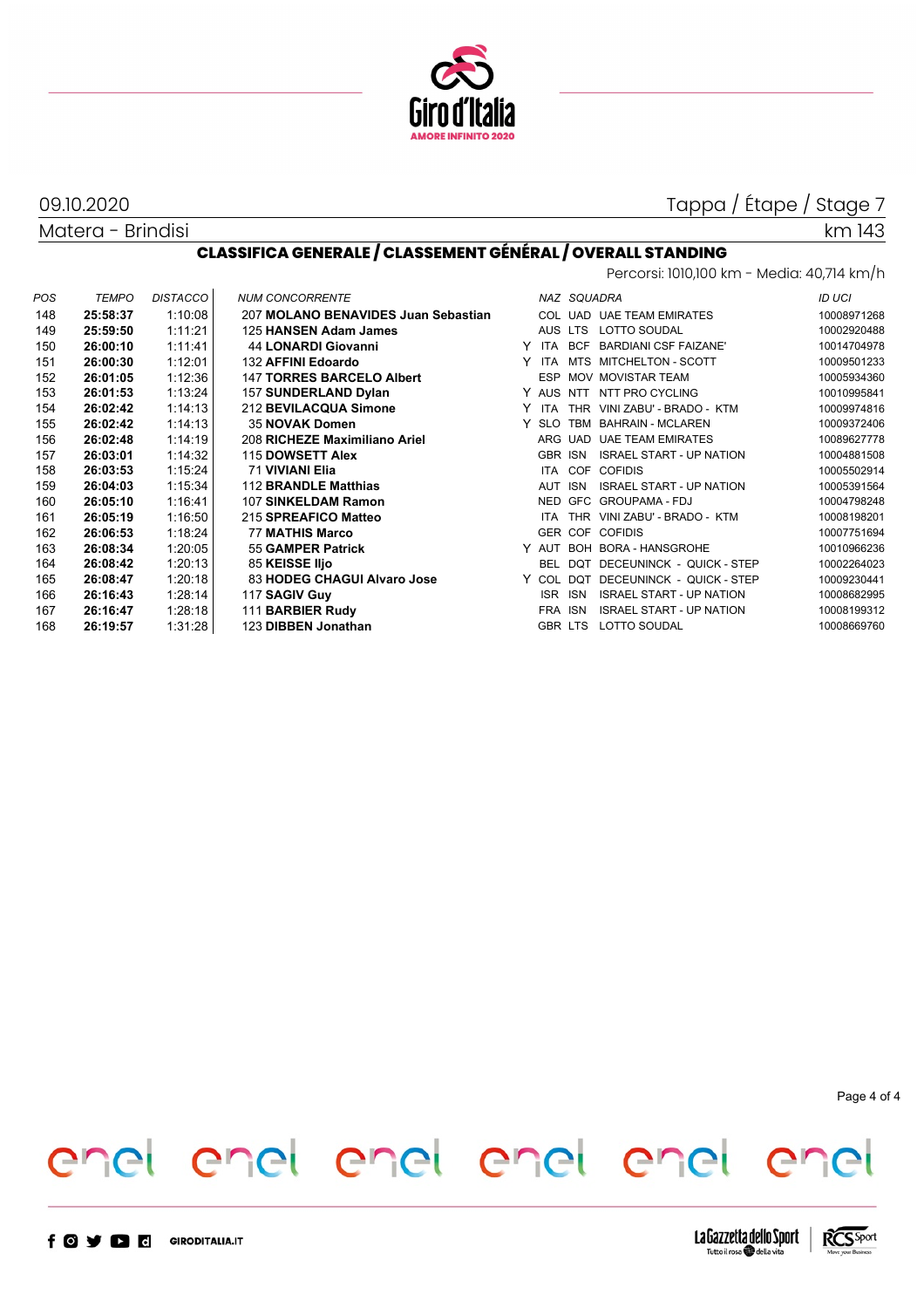09.10.2020 | Tappa / Étape / Stage 7

Matera - Brindisi | km 143

## CLASSIFICA GENERALE / CLASSEMENT GÉNÉRAL / OVERALL STANDING

Percorsi: 1010,100 km - Media: 40,714 km/h

| POS | TEMPO | DISTACCO | NUM CONCORRENTE | | NAZ | SQUADRA | | ID UCI |
|---|---|---|---|---|---|---|---|---|
| 148 | **25:58:37** | 1:10:08 | 207 **MOLANO BENAVIDES Juan Sebastian** | | COL | UAD | UAE TEAM EMIRATES | 10008971268 |
| 149 | **25:59:50** | 1:11:21 | 125 **HANSEN Adam James** | | AUS | LTS | LOTTO SOUDAL | 10002920488 |
| 150 | **26:00:10** | 1:11:41 | 44 **LONARDI Giovanni** | Y | ITA | BCF | BARDIANI CSF FAIZANE' | 10014704978 |
| 151 | **26:00:30** | 1:12:01 | 132 **AFFINI Edoardo** | Y | ITA | MTS | MITCHELTON - SCOTT | 10009501233 |
| 152 | **26:01:05** | 1:12:36 | 147 **TORRES BARCELO Albert** | | ESP | MOV | MOVISTAR TEAM | 10005934360 |
| 153 | **26:01:53** | 1:13:24 | 157 **SUNDERLAND Dylan** | Y | AUS | NTT | NTT PRO CYCLING | 10010995841 |
| 154 | **26:02:42** | 1:14:13 | 212 **BEVILACQUA Simone** | Y | ITA | THR | VINI ZABU' - BRADO - KTM | 10009974816 |
| 155 | **26:02:42** | 1:14:13 | 35 **NOVAK Domen** | Y | SLO | TBM | BAHRAIN - MCLAREN | 10009372406 |
| 156 | **26:02:48** | 1:14:19 | 208 **RICHEZE Maximiliano Ariel** | | ARG | UAD | UAE TEAM EMIRATES | 10089627778 |
| 157 | **26:03:01** | 1:14:32 | 115 **DOWSETT Alex** | | GBR | ISN | ISRAEL START - UP NATION | 10004881508 |
| 158 | **26:03:53** | 1:15:24 | 71 **VIVIANI Elia** | | ITA | COF | COFIDIS | 10005502914 |
| 159 | **26:04:03** | 1:15:34 | 112 **BRANDLE Matthias** | | AUT | ISN | ISRAEL START - UP NATION | 10005391564 |
| 160 | **26:05:10** | 1:16:41 | 107 **SINKELDAM Ramon** | | NED | GFC | GROUPAMA - FDJ | 10004798248 |
| 161 | **26:05:19** | 1:16:50 | 215 **SPREAFICO Matteo** | | ITA | THR | VINI ZABU' - BRADO - KTM | 10008198201 |
| 162 | **26:06:53** | 1:18:24 | 77 **MATHIS Marco** | | GER | COF | COFIDIS | 10007751694 |
| 163 | **26:08:34** | 1:20:05 | 55 **GAMPER Patrick** | Y | AUT | BOH | BORA - HANSGROHE | 10010966236 |
| 164 | **26:08:42** | 1:20:13 | 85 **KEISSE Iljo** | | BEL | DQT | DECEUNINCK - QUICK - STEP | 10002264023 |
| 165 | **26:08:47** | 1:20:18 | 83 **HODEG CHAGUI Alvaro Jose** | Y | COL | DQT | DECEUNINCK - QUICK - STEP | 10009230441 |
| 166 | **26:16:43** | 1:28:14 | 117 **SAGIV Guy** | | ISR | ISN | ISRAEL START - UP NATION | 10008682995 |
| 167 | **26:16:47** | 1:28:18 | 111 **BARBIER Rudy** | | FRA | ISN | ISRAEL START - UP NATION | 10008199312 |
| 168 | **26:19:57** | 1:31:28 | 123 **DIBBEN Jonathan** | | GBR | LTS | LOTTO SOUDAL | 10008669760 |